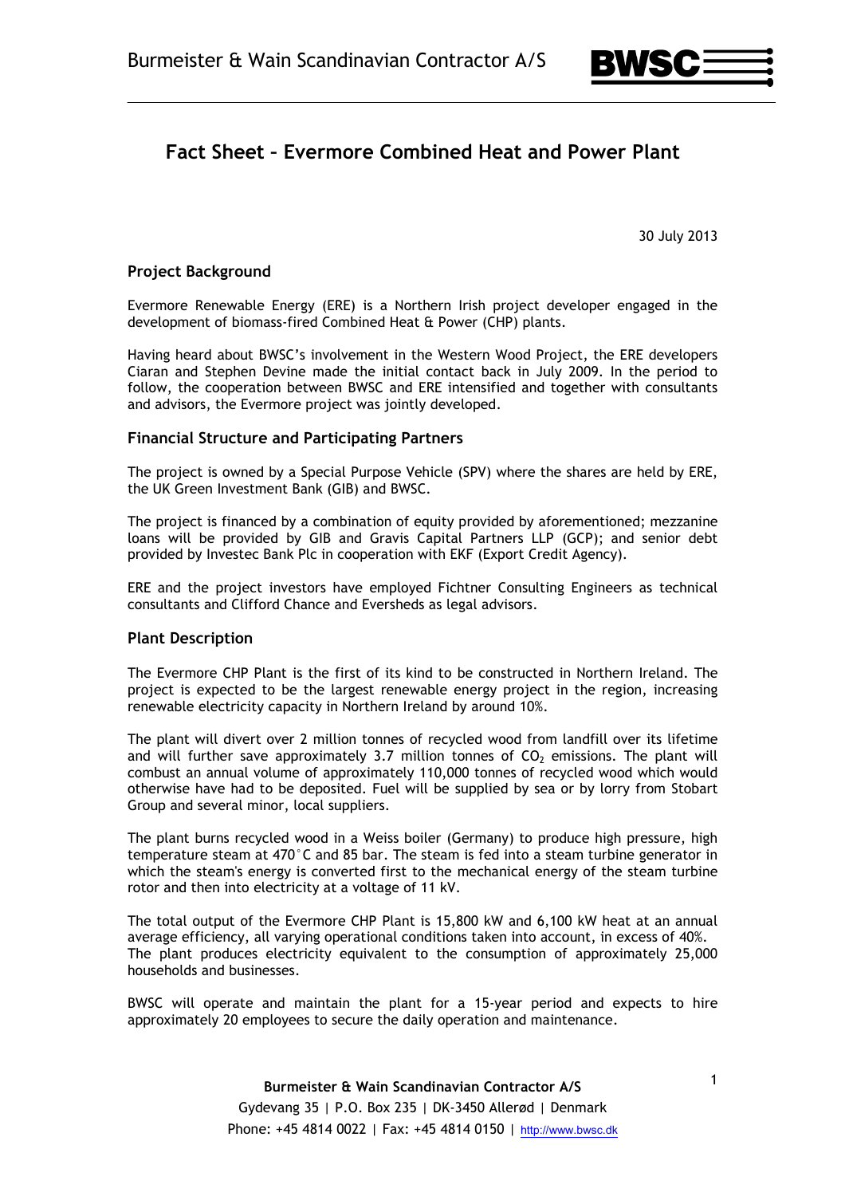# Fact Sheet – Evermore Combined Heat and Power Plant

30 July 2013

## Project Background

Evermore Renewable Energy (ERE) is a Northern Irish project developer engaged in the development of biomass-fired Combined Heat & Power (CHP) plants.

Having heard about BWSC's involvement in the Western Wood Project, the ERE developers Ciaran and Stephen Devine made the initial contact back in July 2009. In the period to follow, the cooperation between BWSC and ERE intensified and together with consultants and advisors, the Evermore project was jointly developed.

## Financial Structure and Participating Partners

The project is owned by a Special Purpose Vehicle (SPV) where the shares are held by ERE, the UK Green Investment Bank (GIB) and BWSC.

The project is financed by a combination of equity provided by aforementioned; mezzanine loans will be provided by GIB and Gravis Capital Partners LLP (GCP); and senior debt provided by Investec Bank Plc in cooperation with EKF (Export Credit Agency).

ERE and the project investors have employed Fichtner Consulting Engineers as technical consultants and Clifford Chance and Eversheds as legal advisors.

## Plant Description

The Evermore CHP Plant is the first of its kind to be constructed in Northern Ireland. The project is expected to be the largest renewable energy project in the region, increasing renewable electricity capacity in Northern Ireland by around 10%.

The plant will divert over 2 million tonnes of recycled wood from landfill over its lifetime and will further save approximately 3.7 million tonnes of $CO_2$ emissions. The plant will combust an annual volume of approximately 110,000 tonnes of recycled wood which would otherwise have had to be deposited. Fuel will be supplied by sea or by lorry from Stobart Group and several minor, local suppliers.

The plant burns recycled wood in a Weiss boiler (Germany) to produce high pressure, high temperature steam at 470°C and 85 bar. The steam is fed into a steam turbine generator in which the steam's energy is converted first to the mechanical energy of the steam turbine rotor and then into electricity at a voltage of 11 kV.

The total output of the Evermore CHP Plant is 15,800 kW and 6,100 kW heat at an annual average efficiency, all varying operational conditions taken into account, in excess of 40%. The plant produces electricity equivalent to the consumption of approximately 25,000 households and businesses.

BWSC will operate and maintain the plant for a 15-year period and expects to hire approximately 20 employees to secure the daily operation and maintenance.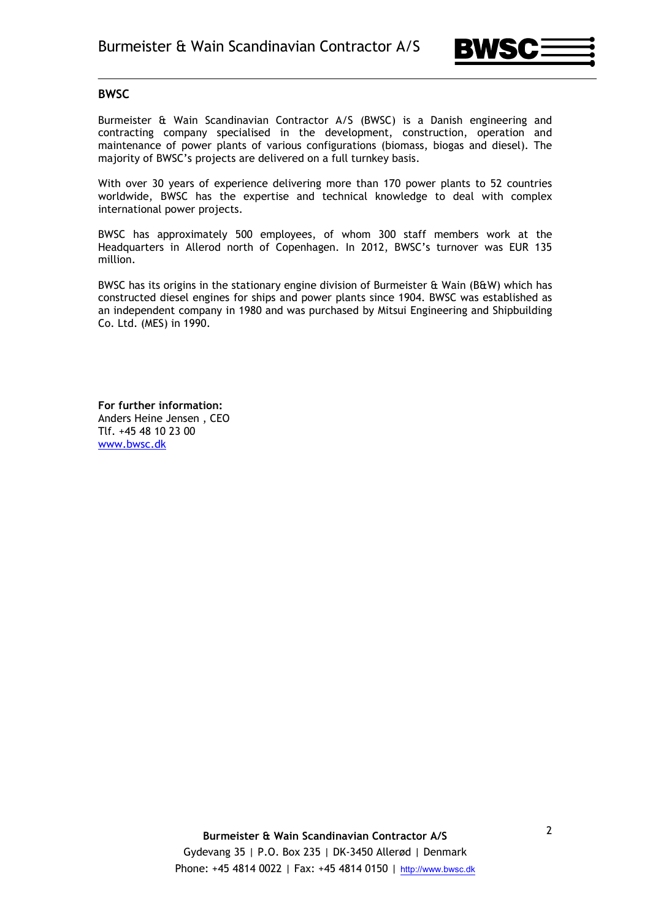## BWSC

Burmeister & Wain Scandinavian Contractor A/S (BWSC) is a Danish engineering and contracting company specialised in the development, construction, operation and maintenance of power plants of various configurations (biomass, biogas and diesel). The majority of BWSC's projects are delivered on a full turnkey basis.

With over 30 years of experience delivering more than 170 power plants to 52 countries worldwide, BWSC has the expertise and technical knowledge to deal with complex international power projects.

BWSC has approximately 500 employees, of whom 300 staff members work at the Headquarters in Allerod north of Copenhagen. In 2012, BWSC's turnover was EUR 135 million.

BWSC has its origins in the stationary engine division of Burmeister & Wain (B&W) which has constructed diesel engines for ships and power plants since 1904. BWSC was established as an independent company in 1980 and was purchased by Mitsui Engineering and Shipbuilding Co. Ltd. (MES) in 1990.

**For further information:**
Anders Heine Jensen , CEO
Tlf. +45 48 10 23 00
www.bwsc.dk